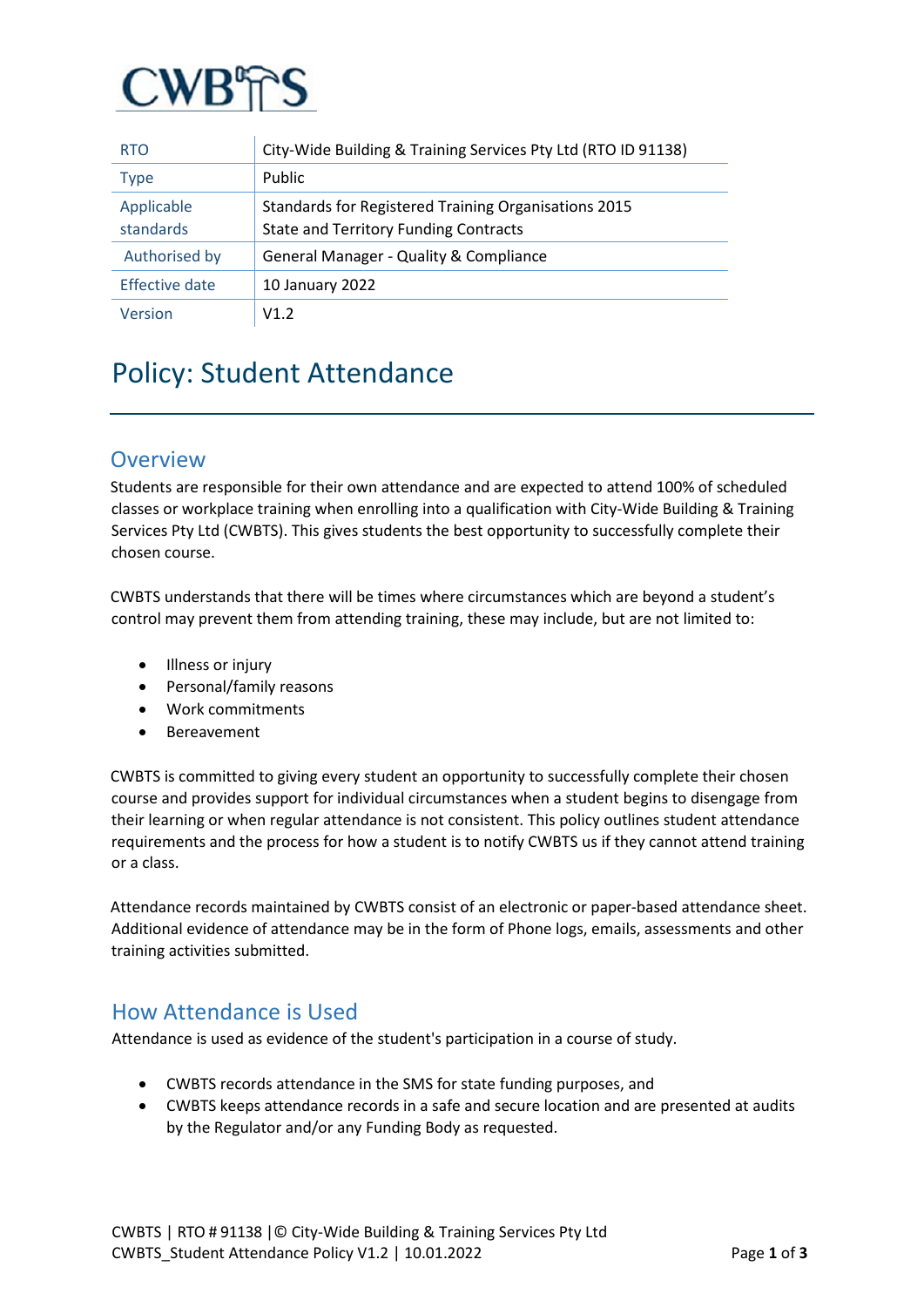CWBTS

| RTO | City-Wide Building & Training Services Pty Ltd (RTO ID 91138) |
|---|---|
| Type | Public |
| Applicable standards | Standards for Registered Training Organisations 2015<br>State and Territory Funding Contracts |
| Authorised by | General Manager - Quality & Compliance |
| Effective date | 10 January 2022 |
| Version | V1.2 |

# Policy: Student Attendance

## Overview

Students are responsible for their own attendance and are expected to attend 100% of scheduled classes or workplace training when enrolling into a qualification with City-Wide Building & Training Services Pty Ltd (CWBTS). This gives students the best opportunity to successfully complete their chosen course.

CWBTS understands that there will be times where circumstances which are beyond a student's control may prevent them from attending training, these may include, but are not limited to:

- Illness or injury
- Personal/family reasons
- Work commitments
- Bereavement

CWBTS is committed to giving every student an opportunity to successfully complete their chosen course and provides support for individual circumstances when a student begins to disengage from their learning or when regular attendance is not consistent. This policy outlines student attendance requirements and the process for how a student is to notify CWBTS us if they cannot attend training or a class.

Attendance records maintained by CWBTS consist of an electronic or paper-based attendance sheet. Additional evidence of attendance may be in the form of Phone logs, emails, assessments and other training activities submitted.

## How Attendance is Used

Attendance is used as evidence of the student's participation in a course of study.

- CWBTS records attendance in the SMS for state funding purposes, and
- CWBTS keeps attendance records in a safe and secure location and are presented at audits by the Regulator and/or any Funding Body as requested.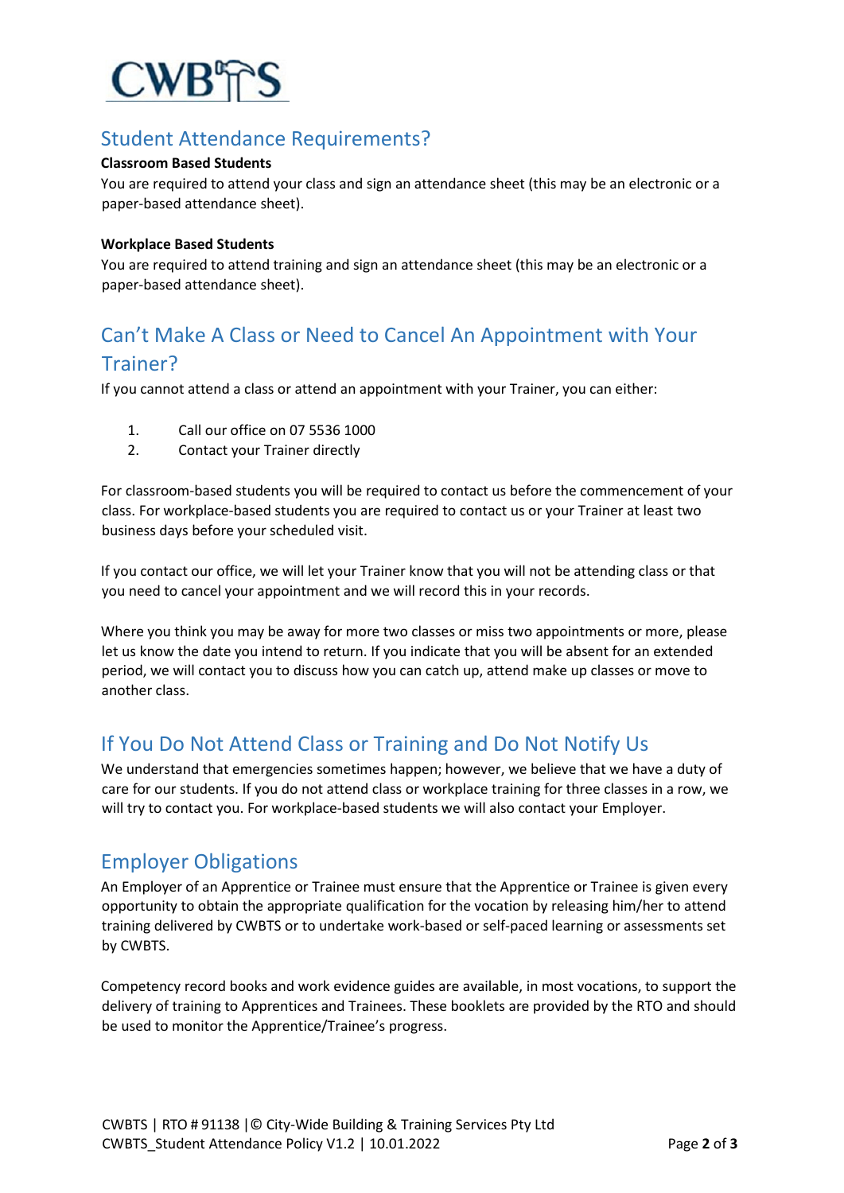## Student Attendance Requirements?

**Classroom Based Students**

You are required to attend your class and sign an attendance sheet (this may be an electronic or a paper-based attendance sheet).

**Workplace Based Students**

You are required to attend training and sign an attendance sheet (this may be an electronic or a paper-based attendance sheet).

## Can't Make A Class or Need to Cancel An Appointment with Your Trainer?

If you cannot attend a class or attend an appointment with your Trainer, you can either:

1. Call our office on 07 5536 1000
2. Contact your Trainer directly

For classroom-based students you will be required to contact us before the commencement of your class. For workplace-based students you are required to contact us or your Trainer at least two business days before your scheduled visit.

If you contact our office, we will let your Trainer know that you will not be attending class or that you need to cancel your appointment and we will record this in your records.

Where you think you may be away for more two classes or miss two appointments or more, please let us know the date you intend to return. If you indicate that you will be absent for an extended period, we will contact you to discuss how you can catch up, attend make up classes or move to another class.

## If You Do Not Attend Class or Training and Do Not Notify Us

We understand that emergencies sometimes happen; however, we believe that we have a duty of care for our students. If you do not attend class or workplace training for three classes in a row, we will try to contact you. For workplace-based students we will also contact your Employer.

## Employer Obligations

An Employer of an Apprentice or Trainee must ensure that the Apprentice or Trainee is given every opportunity to obtain the appropriate qualification for the vocation by releasing him/her to attend training delivered by CWBTS or to undertake work-based or self-paced learning or assessments set by CWBTS.

Competency record books and work evidence guides are available, in most vocations, to support the delivery of training to Apprentices and Trainees. These booklets are provided by the RTO and should be used to monitor the Apprentice/Trainee's progress.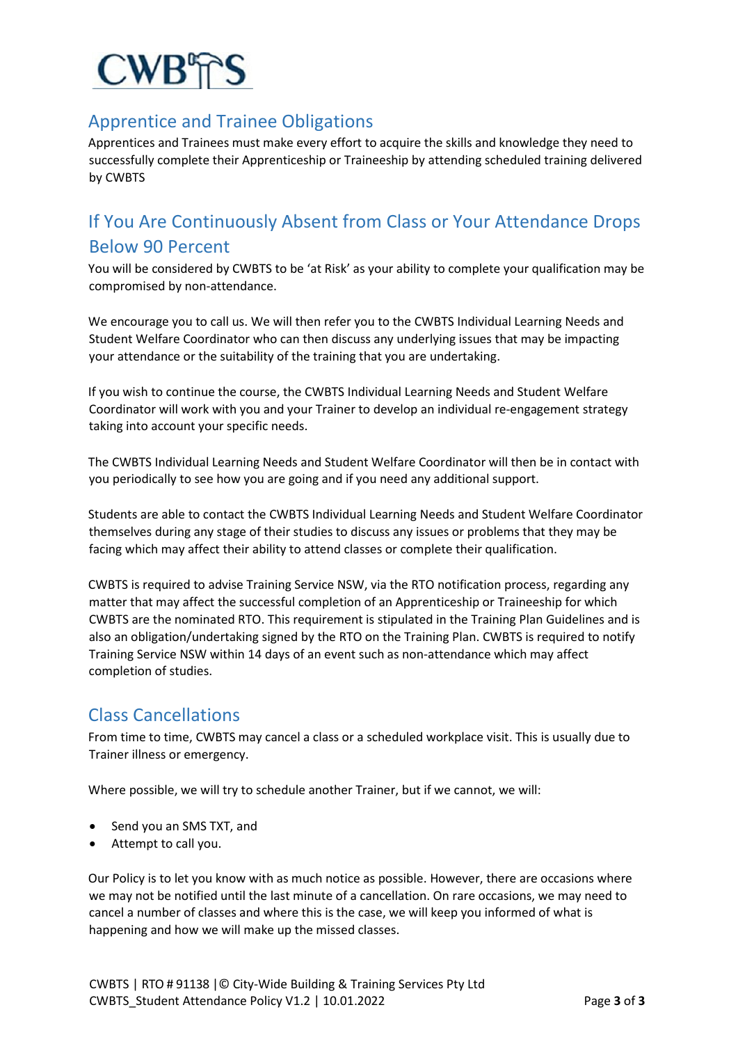## Apprentice and Trainee Obligations

Apprentices and Trainees must make every effort to acquire the skills and knowledge they need to successfully complete their Apprenticeship or Traineeship by attending scheduled training delivered by CWBTS

## If You Are Continuously Absent from Class or Your Attendance Drops Below 90 Percent

You will be considered by CWBTS to be 'at Risk' as your ability to complete your qualification may be compromised by non-attendance.

We encourage you to call us. We will then refer you to the CWBTS Individual Learning Needs and Student Welfare Coordinator who can then discuss any underlying issues that may be impacting your attendance or the suitability of the training that you are undertaking.

If you wish to continue the course, the CWBTS Individual Learning Needs and Student Welfare Coordinator will work with you and your Trainer to develop an individual re-engagement strategy taking into account your specific needs.

The CWBTS Individual Learning Needs and Student Welfare Coordinator will then be in contact with you periodically to see how you are going and if you need any additional support.

Students are able to contact the CWBTS Individual Learning Needs and Student Welfare Coordinator themselves during any stage of their studies to discuss any issues or problems that they may be facing which may affect their ability to attend classes or complete their qualification.

CWBTS is required to advise Training Service NSW, via the RTO notification process, regarding any matter that may affect the successful completion of an Apprenticeship or Traineeship for which CWBTS are the nominated RTO. This requirement is stipulated in the Training Plan Guidelines and is also an obligation/undertaking signed by the RTO on the Training Plan. CWBTS is required to notify Training Service NSW within 14 days of an event such as non-attendance which may affect completion of studies.

## Class Cancellations

From time to time, CWBTS may cancel a class or a scheduled workplace visit. This is usually due to Trainer illness or emergency.

Where possible, we will try to schedule another Trainer, but if we cannot, we will:

- Send you an SMS TXT, and
- Attempt to call you.

Our Policy is to let you know with as much notice as possible. However, there are occasions where we may not be notified until the last minute of a cancellation. On rare occasions, we may need to cancel a number of classes and where this is the case, we will keep you informed of what is happening and how we will make up the missed classes.